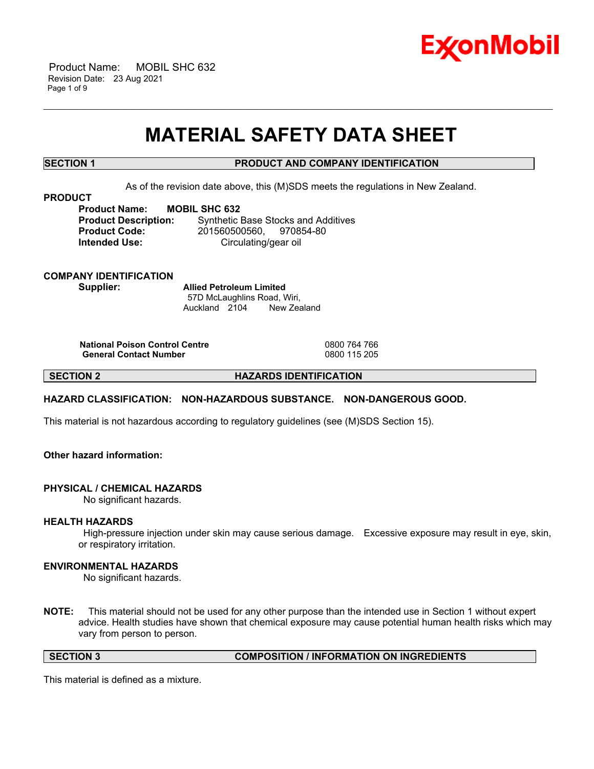# MATERIAL SAFETY DATA SHEET

## SECTION 1 PRODUCT AND COMPANY IDENTIFICATION

As of the revision date above, this (M)SDS meets the regulations in New Zealand.

**PRODUCT**

**Product Name:** **MOBIL SHC 632**
**Product Description:** Synthetic Base Stocks and Additives
**Product Code:** 201560500560, 970854-80
**Intended Use:** Circulating/gear oil

**COMPANY IDENTIFICATION**

**Supplier:** **Allied Petroleum Limited**
57D McLaughlins Road, Wiri,
Auckland 2104 New Zealand

| | |
|---|---|
| **National Poison Control Centre** | 0800 764 766 |
| **General Contact Number** | 0800 115 205 |

## SECTION 2 HAZARDS IDENTIFICATION

**HAZARD CLASSIFICATION: NON-HAZARDOUS SUBSTANCE. NON-DANGEROUS GOOD.**

This material is not hazardous according to regulatory guidelines (see (M)SDS Section 15).

**Other hazard information:**

**PHYSICAL / CHEMICAL HAZARDS**
No significant hazards.

**HEALTH HAZARDS**
High-pressure injection under skin may cause serious damage. Excessive exposure may result in eye, skin, or respiratory irritation.

**ENVIRONMENTAL HAZARDS**
No significant hazards.

**NOTE:** This material should not be used for any other purpose than the intended use in Section 1 without expert advice. Health studies have shown that chemical exposure may cause potential human health risks which may vary from person to person.

## SECTION 3 COMPOSITION / INFORMATION ON INGREDIENTS

This material is defined as a mixture.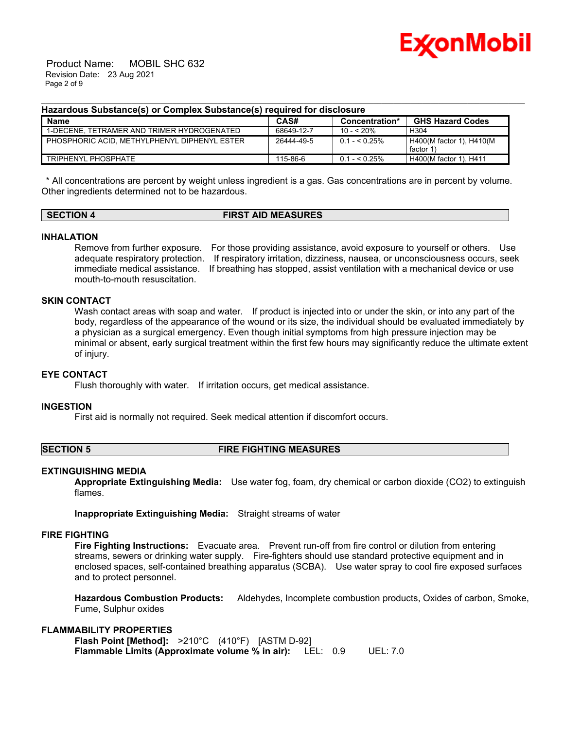**Hazardous Substance(s) or Complex Substance(s) required for disclosure**

| Name | CAS# | Concentration* | GHS Hazard Codes |
|---|---|---|---|
| 1-DECENE, TETRAMER AND TRIMER HYDROGENATED | 68649-12-7 | 10 - < 20% | H304 |
| PHOSPHORIC ACID, METHYLPHENYL DIPHENYL ESTER | 26444-49-5 | 0.1 - < 0.25% | H400(M factor 1), H410(M factor 1) |
| TRIPHENYL PHOSPHATE | 115-86-6 | 0.1 - < 0.25% | H400(M factor 1), H411 |

* All concentrations are percent by weight unless ingredient is a gas. Gas concentrations are in percent by volume.
Other ingredients determined not to be hazardous.

## SECTION 4 FIRST AID MEASURES

### INHALATION

Remove from further exposure. For those providing assistance, avoid exposure to yourself or others. Use adequate respiratory protection. If respiratory irritation, dizziness, nausea, or unconsciousness occurs, seek immediate medical assistance. If breathing has stopped, assist ventilation with a mechanical device or use mouth-to-mouth resuscitation.

### SKIN CONTACT

Wash contact areas with soap and water. If product is injected into or under the skin, or into any part of the body, regardless of the appearance of the wound or its size, the individual should be evaluated immediately by a physician as a surgical emergency. Even though initial symptoms from high pressure injection may be minimal or absent, early surgical treatment within the first few hours may significantly reduce the ultimate extent of injury.

### EYE CONTACT

Flush thoroughly with water. If irritation occurs, get medical assistance.

### INGESTION

First aid is normally not required. Seek medical attention if discomfort occurs.

## SECTION 5 FIRE FIGHTING MEASURES

### EXTINGUISHING MEDIA

**Appropriate Extinguishing Media:** Use water fog, foam, dry chemical or carbon dioxide ($CO_2$) to extinguish flames.

**Inappropriate Extinguishing Media:** Straight streams of water

### FIRE FIGHTING

**Fire Fighting Instructions:** Evacuate area. Prevent run-off from fire control or dilution from entering streams, sewers or drinking water supply. Fire-fighters should use standard protective equipment and in enclosed spaces, self-contained breathing apparatus (SCBA). Use water spray to cool fire exposed surfaces and to protect personnel.

**Hazardous Combustion Products:** Aldehydes, Incomplete combustion products, Oxides of carbon, Smoke, Fume, Sulphur oxides

### FLAMMABILITY PROPERTIES

**Flash Point [Method]:** >210°C (410°F) [ASTM D-92]
**Flammable Limits (Approximate volume % in air):** LEL: 0.9 UEL: 7.0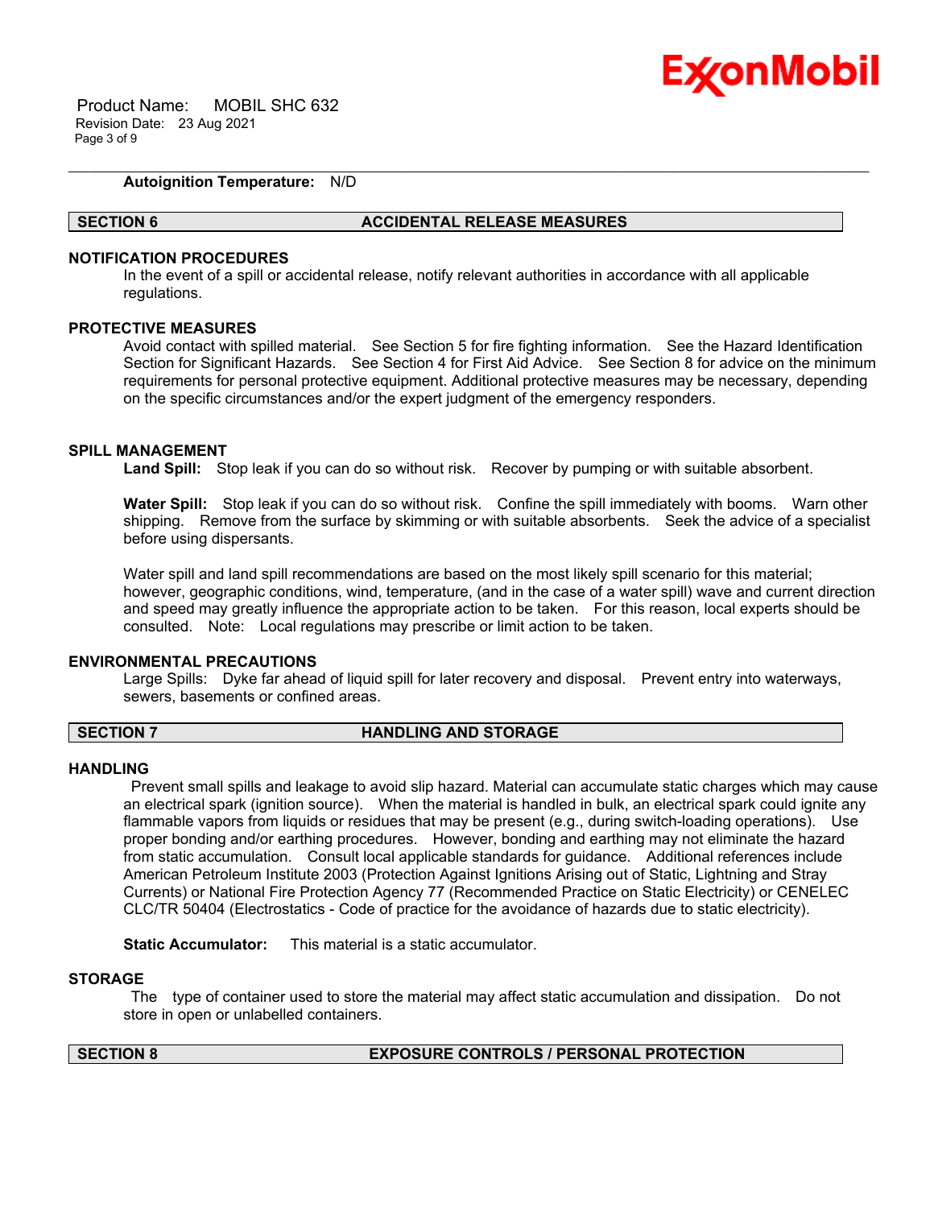**Autoignition Temperature:** N/D

## SECTION 6 ACCIDENTAL RELEASE MEASURES

### NOTIFICATION PROCEDURES

In the event of a spill or accidental release, notify relevant authorities in accordance with all applicable regulations.

### PROTECTIVE MEASURES

Avoid contact with spilled material. See Section 5 for fire fighting information. See the Hazard Identification Section for Significant Hazards. See Section 4 for First Aid Advice. See Section 8 for advice on the minimum requirements for personal protective equipment. Additional protective measures may be necessary, depending on the specific circumstances and/or the expert judgment of the emergency responders.

### SPILL MANAGEMENT

**Land Spill:** Stop leak if you can do so without risk. Recover by pumping or with suitable absorbent.

**Water Spill:** Stop leak if you can do so without risk. Confine the spill immediately with booms. Warn other shipping. Remove from the surface by skimming or with suitable absorbents. Seek the advice of a specialist before using dispersants.

Water spill and land spill recommendations are based on the most likely spill scenario for this material; however, geographic conditions, wind, temperature, (and in the case of a water spill) wave and current direction and speed may greatly influence the appropriate action to be taken. For this reason, local experts should be consulted. Note: Local regulations may prescribe or limit action to be taken.

### ENVIRONMENTAL PRECAUTIONS

Large Spills: Dyke far ahead of liquid spill for later recovery and disposal. Prevent entry into waterways, sewers, basements or confined areas.

## SECTION 7 HANDLING AND STORAGE

### HANDLING

Prevent small spills and leakage to avoid slip hazard. Material can accumulate static charges which may cause an electrical spark (ignition source). When the material is handled in bulk, an electrical spark could ignite any flammable vapors from liquids or residues that may be present (e.g., during switch-loading operations). Use proper bonding and/or earthing procedures. However, bonding and earthing may not eliminate the hazard from static accumulation. Consult local applicable standards for guidance. Additional references include American Petroleum Institute 2003 (Protection Against Ignitions Arising out of Static, Lightning and Stray Currents) or National Fire Protection Agency 77 (Recommended Practice on Static Electricity) or CENELEC CLC/TR 50404 (Electrostatics - Code of practice for the avoidance of hazards due to static electricity).

**Static Accumulator:** This material is a static accumulator.

### STORAGE

The type of container used to store the material may affect static accumulation and dissipation. Do not store in open or unlabelled containers.

## SECTION 8 EXPOSURE CONTROLS / PERSONAL PROTECTION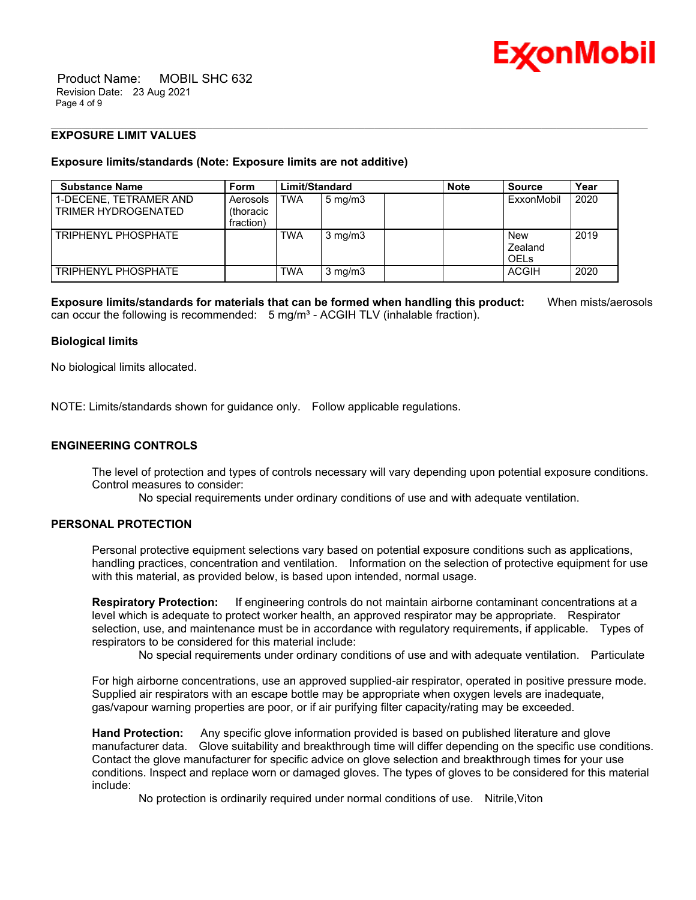## EXPOSURE LIMIT VALUES

**Exposure limits/standards (Note: Exposure limits are not additive)**

| Substance Name | Form | Limit/Standard | | | Note | Source | Year |
|---|---|---|---|---|---|---|---|
| 1-DECENE, TETRAMER AND TRIMER HYDROGENATED | Aerosols (thoracic fraction) | TWA | 5 mg/m3 | | | ExxonMobil | 2020 |
| TRIPHENYL PHOSPHATE | | TWA | 3 mg/m3 | | | New Zealand OELs | 2019 |
| TRIPHENYL PHOSPHATE | | TWA | 3 mg/m3 | | | ACGIH | 2020 |

**Exposure limits/standards for materials that can be formed when handling this product:** When mists/aerosols can occur the following is recommended: 5 mg/m³ - ACGIH TLV (inhalable fraction).

**Biological limits**

No biological limits allocated.

NOTE: Limits/standards shown for guidance only. Follow applicable regulations.

## ENGINEERING CONTROLS

The level of protection and types of controls necessary will vary depending upon potential exposure conditions. Control measures to consider:

No special requirements under ordinary conditions of use and with adequate ventilation.

## PERSONAL PROTECTION

Personal protective equipment selections vary based on potential exposure conditions such as applications, handling practices, concentration and ventilation. Information on the selection of protective equipment for use with this material, as provided below, is based upon intended, normal usage.

**Respiratory Protection:** If engineering controls do not maintain airborne contaminant concentrations at a level which is adequate to protect worker health, an approved respirator may be appropriate. Respirator selection, use, and maintenance must be in accordance with regulatory requirements, if applicable. Types of respirators to be considered for this material include:

No special requirements under ordinary conditions of use and with adequate ventilation. Particulate

For high airborne concentrations, use an approved supplied-air respirator, operated in positive pressure mode. Supplied air respirators with an escape bottle may be appropriate when oxygen levels are inadequate, gas/vapour warning properties are poor, or if air purifying filter capacity/rating may be exceeded.

**Hand Protection:** Any specific glove information provided is based on published literature and glove manufacturer data. Glove suitability and breakthrough time will differ depending on the specific use conditions. Contact the glove manufacturer for specific advice on glove selection and breakthrough times for your use conditions. Inspect and replace worn or damaged gloves. The types of gloves to be considered for this material include:

No protection is ordinarily required under normal conditions of use. Nitrile,Viton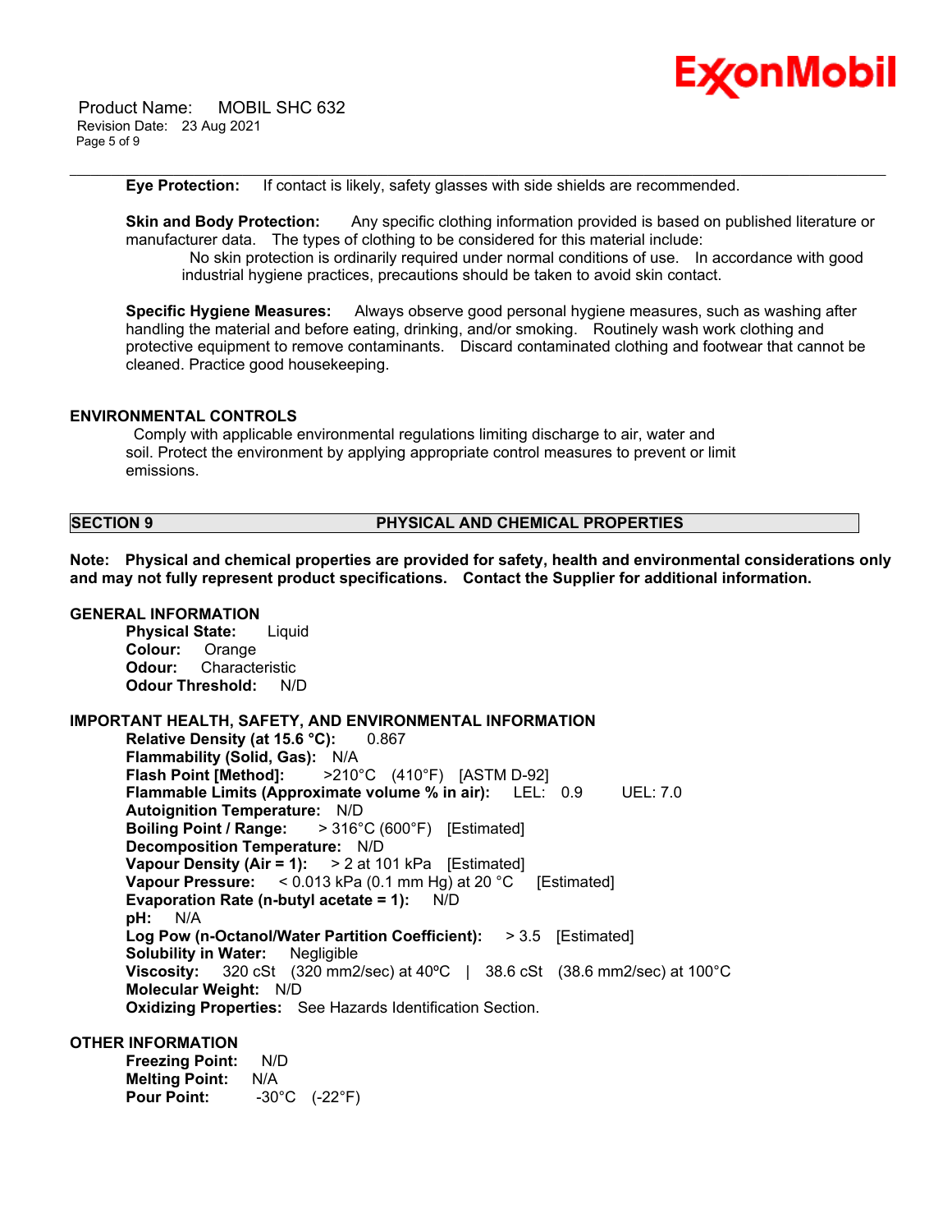**Eye Protection:** If contact is likely, safety glasses with side shields are recommended.

**Skin and Body Protection:** Any specific clothing information provided is based on published literature or manufacturer data. The types of clothing to be considered for this material include:

No skin protection is ordinarily required under normal conditions of use. In accordance with good industrial hygiene practices, precautions should be taken to avoid skin contact.

**Specific Hygiene Measures:** Always observe good personal hygiene measures, such as washing after handling the material and before eating, drinking, and/or smoking. Routinely wash work clothing and protective equipment to remove contaminants. Discard contaminated clothing and footwear that cannot be cleaned. Practice good housekeeping.

### ENVIRONMENTAL CONTROLS

Comply with applicable environmental regulations limiting discharge to air, water and soil. Protect the environment by applying appropriate control measures to prevent or limit emissions.

## SECTION 9 PHYSICAL AND CHEMICAL PROPERTIES

**Note: Physical and chemical properties are provided for safety, health and environmental considerations only and may not fully represent product specifications. Contact the Supplier for additional information.**

### GENERAL INFORMATION

**Physical State:** Liquid
**Colour:** Orange
**Odour:** Characteristic
**Odour Threshold:** N/D

### IMPORTANT HEALTH, SAFETY, AND ENVIRONMENTAL INFORMATION

**Relative Density (at 15.6 °C):** 0.867
**Flammability (Solid, Gas):** N/A
**Flash Point [Method]:** >210°C (410°F) [ASTM D-92]
**Flammable Limits (Approximate volume % in air):** LEL: 0.9 UEL: 7.0
**Autoignition Temperature:** N/D
**Boiling Point / Range:** > 316°C (600°F) [Estimated]
**Decomposition Temperature:** N/D
**Vapour Density (Air = 1):** > 2 at 101 kPa [Estimated]
**Vapour Pressure:** < 0.013 kPa (0.1 mm Hg) at 20 °C [Estimated]
**Evaporation Rate (n-butyl acetate = 1):** N/D
**pH:** N/A
**Log Pow (n-Octanol/Water Partition Coefficient):** > 3.5 [Estimated]
**Solubility in Water:** Negligible
**Viscosity:** 320 cSt (320 mm2/sec) at 40ºC | 38.6 cSt (38.6 mm2/sec) at 100°C
**Molecular Weight:** N/D
**Oxidizing Properties:** See Hazards Identification Section.

### OTHER INFORMATION

**Freezing Point:** N/D
**Melting Point:** N/A
**Pour Point:** -30°C (-22°F)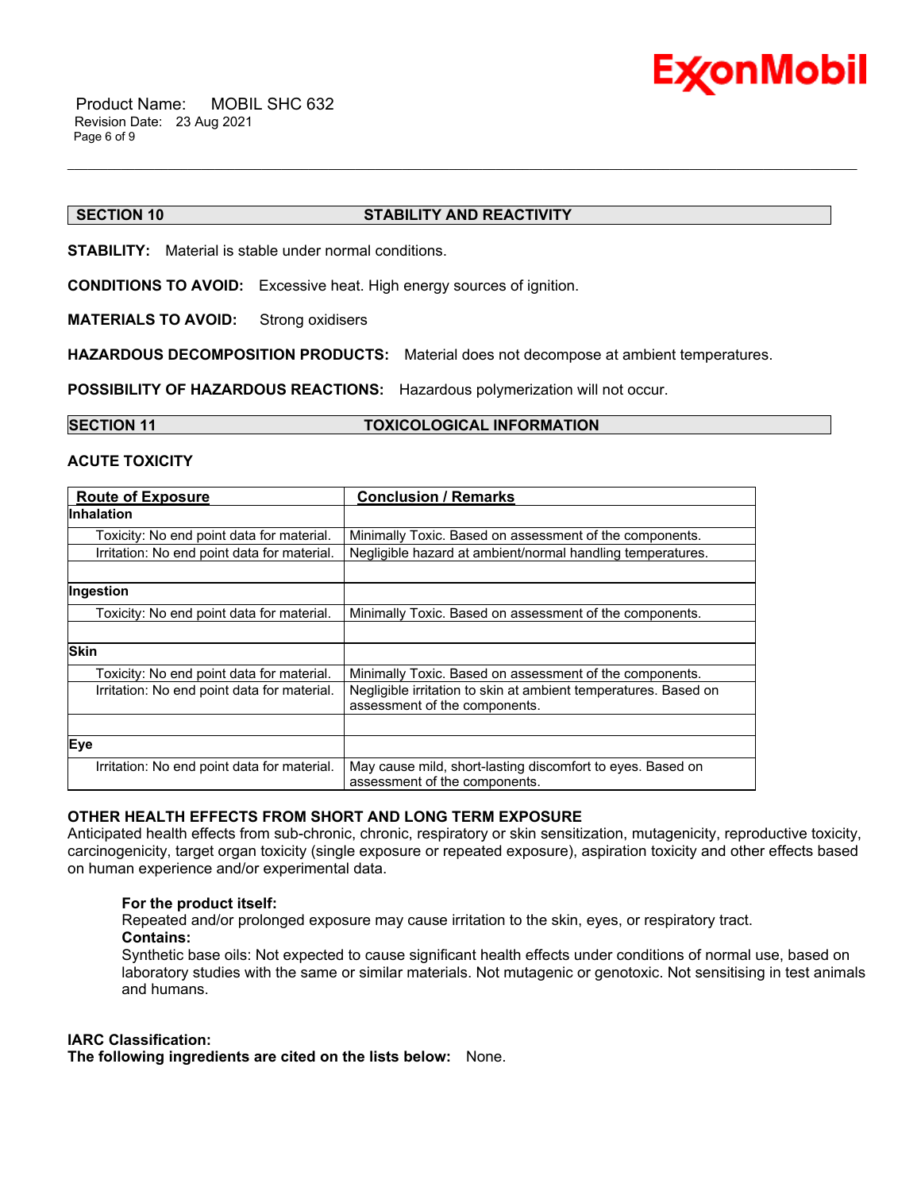## SECTION 10 STABILITY AND REACTIVITY

**STABILITY:** Material is stable under normal conditions.

**CONDITIONS TO AVOID:** Excessive heat. High energy sources of ignition.

**MATERIALS TO AVOID:** Strong oxidisers

**HAZARDOUS DECOMPOSITION PRODUCTS:** Material does not decompose at ambient temperatures.

**POSSIBILITY OF HAZARDOUS REACTIONS:** Hazardous polymerization will not occur.

## SECTION 11 TOXICOLOGICAL INFORMATION

### ACUTE TOXICITY

| Route of Exposure | Conclusion / Remarks |
|---|---|
| **Inhalation** | |
| Toxicity: No end point data for material. | Minimally Toxic. Based on assessment of the components. |
| Irritation: No end point data for material. | Negligible hazard at ambient/normal handling temperatures. |
| | |
| **Ingestion** | |
| Toxicity: No end point data for material. | Minimally Toxic. Based on assessment of the components. |
| | |
| **Skin** | |
| Toxicity: No end point data for material. | Minimally Toxic. Based on assessment of the components. |
| Irritation: No end point data for material. | Negligible irritation to skin at ambient temperatures. Based on assessment of the components. |
| | |
| **Eye** | |
| Irritation: No end point data for material. | May cause mild, short-lasting discomfort to eyes. Based on assessment of the components. |

### OTHER HEALTH EFFECTS FROM SHORT AND LONG TERM EXPOSURE

Anticipated health effects from sub-chronic, chronic, respiratory or skin sensitization, mutagenicity, reproductive toxicity, carcinogenicity, target organ toxicity (single exposure or repeated exposure), aspiration toxicity and other effects based on human experience and/or experimental data.

**For the product itself:**
Repeated and/or prolonged exposure may cause irritation to the skin, eyes, or respiratory tract.

**Contains:**
Synthetic base oils: Not expected to cause significant health effects under conditions of normal use, based on laboratory studies with the same or similar materials. Not mutagenic or genotoxic. Not sensitising in test animals and humans.

**IARC Classification:**
**The following ingredients are cited on the lists below:** None.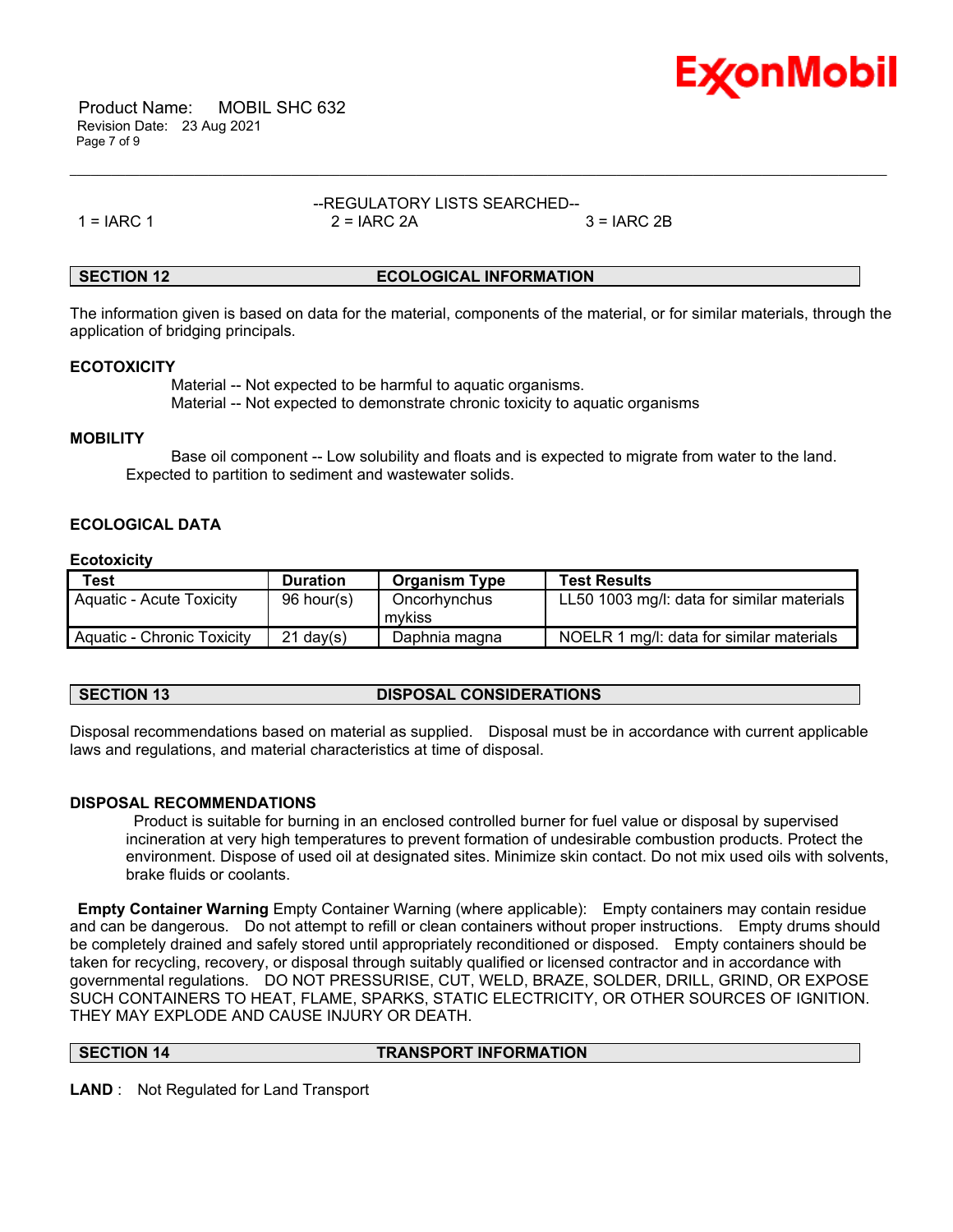--REGULATORY LISTS SEARCHED--

1 = IARC 1    2 = IARC 2A    3 = IARC 2B

## SECTION 12 ECOLOGICAL INFORMATION

The information given is based on data for the material, components of the material, or for similar materials, through the application of bridging principals.

### ECOTOXICITY

Material -- Not expected to be harmful to aquatic organisms.
Material -- Not expected to demonstrate chronic toxicity to aquatic organisms

### MOBILITY

Base oil component -- Low solubility and floats and is expected to migrate from water to the land. Expected to partition to sediment and wastewater solids.

### ECOLOGICAL DATA

**Ecotoxicity**

| Test | Duration | Organism Type | Test Results |
|---|---|---|---|
| Aquatic - Acute Toxicity | 96 hour(s) | Oncorhynchus mykiss | LL50 1003 mg/l: data for similar materials |
| Aquatic - Chronic Toxicity | 21 day(s) | Daphnia magna | NOELR 1 mg/l: data for similar materials |

## SECTION 13 DISPOSAL CONSIDERATIONS

Disposal recommendations based on material as supplied. Disposal must be in accordance with current applicable laws and regulations, and material characteristics at time of disposal.

### DISPOSAL RECOMMENDATIONS

Product is suitable for burning in an enclosed controlled burner for fuel value or disposal by supervised incineration at very high temperatures to prevent formation of undesirable combustion products. Protect the environment. Dispose of used oil at designated sites. Minimize skin contact. Do not mix used oils with solvents, brake fluids or coolants.

**Empty Container Warning** Empty Container Warning (where applicable): Empty containers may contain residue and can be dangerous. Do not attempt to refill or clean containers without proper instructions. Empty drums should be completely drained and safely stored until appropriately reconditioned or disposed. Empty containers should be taken for recycling, recovery, or disposal through suitably qualified or licensed contractor and in accordance with governmental regulations. DO NOT PRESSURISE, CUT, WELD, BRAZE, SOLDER, DRILL, GRIND, OR EXPOSE SUCH CONTAINERS TO HEAT, FLAME, SPARKS, STATIC ELECTRICITY, OR OTHER SOURCES OF IGNITION. THEY MAY EXPLODE AND CAUSE INJURY OR DEATH.

## SECTION 14 TRANSPORT INFORMATION

**LAND** : Not Regulated for Land Transport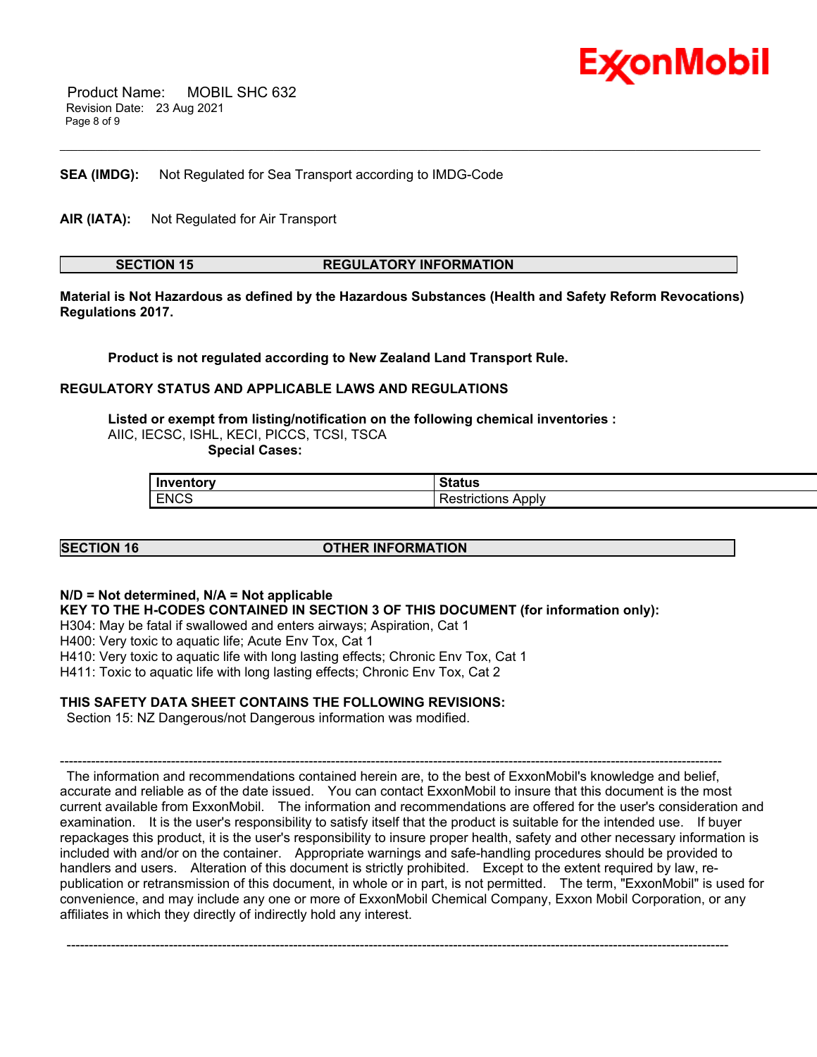**SEA (IMDG):** Not Regulated for Sea Transport according to IMDG-Code

**AIR (IATA):** Not Regulated for Air Transport

## SECTION 15 REGULATORY INFORMATION

**Material is Not Hazardous as defined by the Hazardous Substances (Health and Safety Reform Revocations) Regulations 2017.**

**Product is not regulated according to New Zealand Land Transport Rule.**

**REGULATORY STATUS AND APPLICABLE LAWS AND REGULATIONS**

**Listed or exempt from listing/notification on the following chemical inventories :**
AIIC, IECSC, ISHL, KECI, PICCS, TCSI, TSCA

**Special Cases:**

| Inventory | Status |
|---|---|
| ENCS | Restrictions Apply |

## SECTION 16 OTHER INFORMATION

**N/D = Not determined, N/A = Not applicable**

**KEY TO THE H-CODES CONTAINED IN SECTION 3 OF THIS DOCUMENT (for information only):**

H304: May be fatal if swallowed and enters airways; Aspiration, Cat 1
H400: Very toxic to aquatic life; Acute Env Tox, Cat 1
H410: Very toxic to aquatic life with long lasting effects; Chronic Env Tox, Cat 1
H411: Toxic to aquatic life with long lasting effects; Chronic Env Tox, Cat 2

**THIS SAFETY DATA SHEET CONTAINS THE FOLLOWING REVISIONS:**

Section 15: NZ Dangerous/not Dangerous information was modified.

-----------------------------------------------------------------------------------------------------------------------------------------------------

The information and recommendations contained herein are, to the best of ExxonMobil's knowledge and belief, accurate and reliable as of the date issued. You can contact ExxonMobil to insure that this document is the most current available from ExxonMobil. The information and recommendations are offered for the user's consideration and examination. It is the user's responsibility to satisfy itself that the product is suitable for the intended use. If buyer repackages this product, it is the user's responsibility to insure proper health, safety and other necessary information is included with and/or on the container. Appropriate warnings and safe-handling procedures should be provided to handlers and users. Alteration of this document is strictly prohibited. Except to the extent required by law, re-publication or retransmission of this document, in whole or in part, is not permitted. The term, "ExxonMobil" is used for convenience, and may include any one or more of ExxonMobil Chemical Company, Exxon Mobil Corporation, or any affiliates in which they directly of indirectly hold any interest.

-----------------------------------------------------------------------------------------------------------------------------------------------------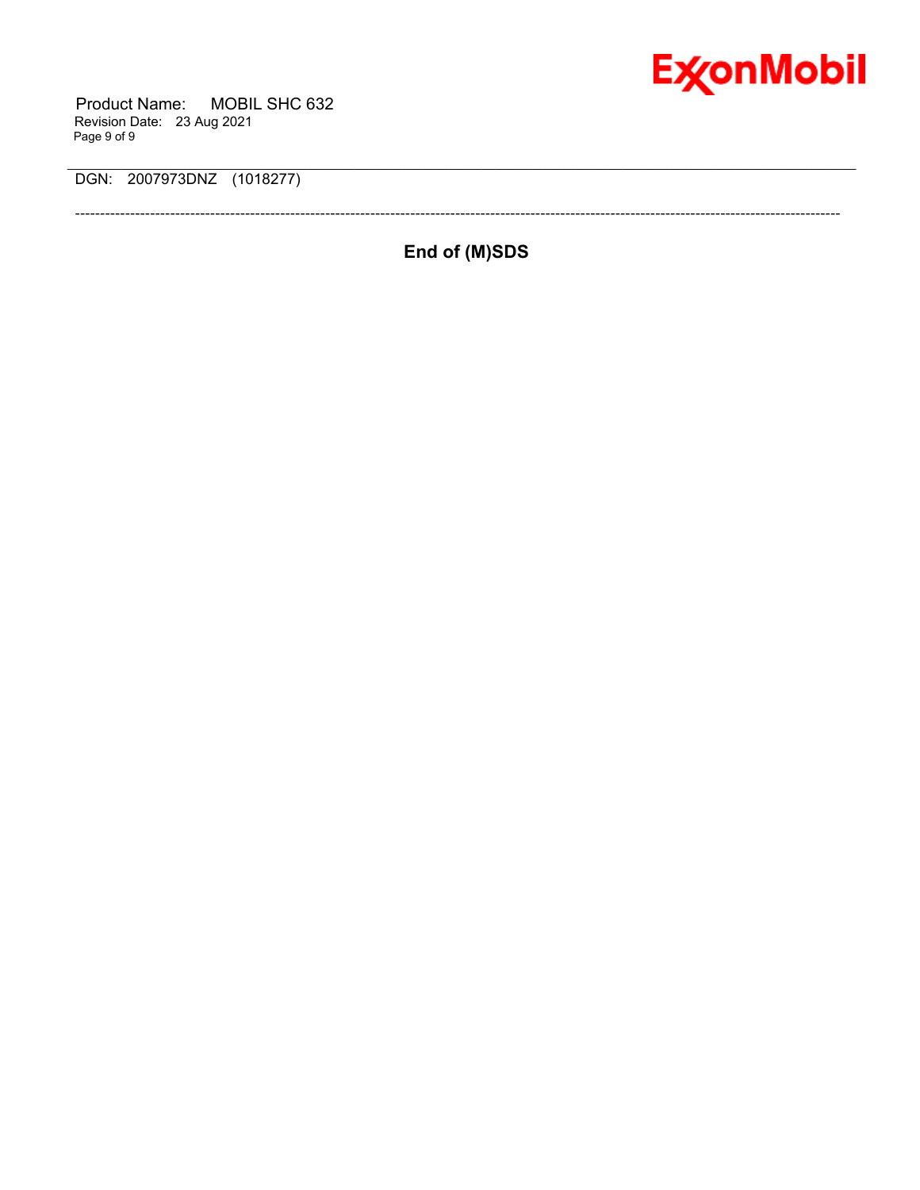DGN: 2007973DNZ (1018277)

---

**End of (M)SDS**